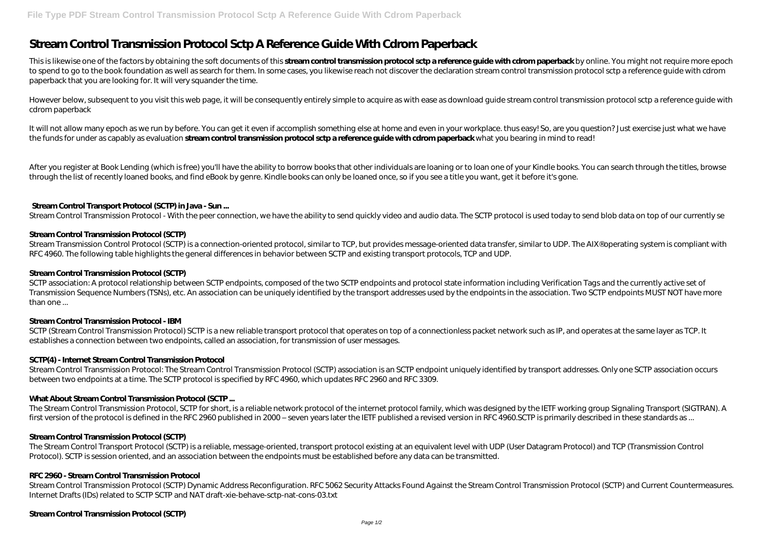# Stream Control Transmission Protocol Sctp A Reference Guide With Cdrom Paperback

This is likewise one of the factors by obtaining the soft documents of this **stream control transmission protocol sctp a reference guide with cdrom paperback** by online. You might not require more epoch to spend to go to the book foundation as well as search for them. In some cases, you likewise reach not discover the declaration stream control transmission protocol sctp a reference guide with cdrom paperback that you are looking for. It will very squander the time.

However below, subsequent to you visit this web page, it will be consequently entirely simple to acquire as with ease as download guide stream control transmission protocol sctp a reference guide with cdrom paperback

It will not allow many epoch as we run by before. You can get it even if accomplish something else at home and even in your workplace. thus easy! So, are you question? Just exercise just what we have the funds for under as capably as evaluation **stream control transmission protocol sctp a reference guide with cdrom paperback** what you bearing in mind to read!

After you register at Book Lending (which is free) you'll have the ability to borrow books that other individuals are loaning or to loan one of your Kindle books. You can search through the titles, browse through the list of recently loaned books, and find eBook by genre. Kindle books can only be loaned once, so if you see a title you want, get it before it's gone.

## Stream Control Transport Protocol (SCTP) in Java - Sun ...

Stream Control Transmission Protocol - With the peer connection, we have the ability to send quickly video and audio data. The SCTP protocol is used today to send blob data on top of our currently se

## Stream Control Transmission Protocol (SCTP)

Stream Transmission Control Protocol (SCTP) is a connection-oriented protocol, similar to TCP, but provides message-oriented data transfer, similar to UDP. The AIX® operating system is compliant with RFC 4960. The following table highlights the general differences in behavior between SCTP and existing transport protocols, TCP and UDP.

## Stream Control Transmission Protocol (SCTP)

SCTP association: A protocol relationship between SCTP endpoints, composed of the two SCTP endpoints and protocol state information including Verification Tags and the currently active set of Transmission Sequence Numbers (TSNs), etc. An association can be uniquely identified by the transport addresses used by the endpoints in the association. Two SCTP endpoints MUST NOT have more than one ...

## Stream Control Transmission Protocol - IBM

SCTP (Stream Control Transmission Protocol) SCTP is a new reliable transport protocol that operates on top of a connectionless packet network such as IP, and operates at the same layer as TCP. It establishes a connection between two endpoints, called an association, for transmission of user messages.

## SCTP(4) - Internet Stream Control Transmission Protocol

Stream Control Transmission Protocol: The Stream Control Transmission Protocol (SCTP) association is an SCTP endpoint uniquely identified by transport addresses. Only one SCTP association occurs between two endpoints at a time. The SCTP protocol is specified by RFC 4960, which updates RFC 2960 and RFC 3309.

## What About Stream Control Transmission Protocol (SCTP ...

The Stream Control Transmission Protocol, SCTP for short, is a reliable network protocol of the internet protocol family, which was designed by the IETF working group Signaling Transport (SIGTRAN). A first version of the protocol is defined in the RFC 2960 published in 2000 – seven years later the IETF published a revised version in RFC 4960.SCTP is primarily described in these standards as ...

## Stream Control Transmission Protocol (SCTP)

The Stream Control Transport Protocol (SCTP) is a reliable, message-oriented, transport protocol existing at an equivalent level with UDP (User Datagram Protocol) and TCP (Transmission Control Protocol). SCTP is session oriented, and an association between the endpoints must be established before any data can be transmitted.

## RFC 2960 - Stream Control Transmission Protocol

Stream Control Transmission Protocol (SCTP) Dynamic Address Reconfiguration. RFC 5062 Security Attacks Found Against the Stream Control Transmission Protocol (SCTP) and Current Countermeasures. Internet Drafts (IDs) related to SCTP SCTP and NAT draft-xie-behave-sctp-nat-cons-03.txt

## Stream Control Transmission Protocol (SCTP)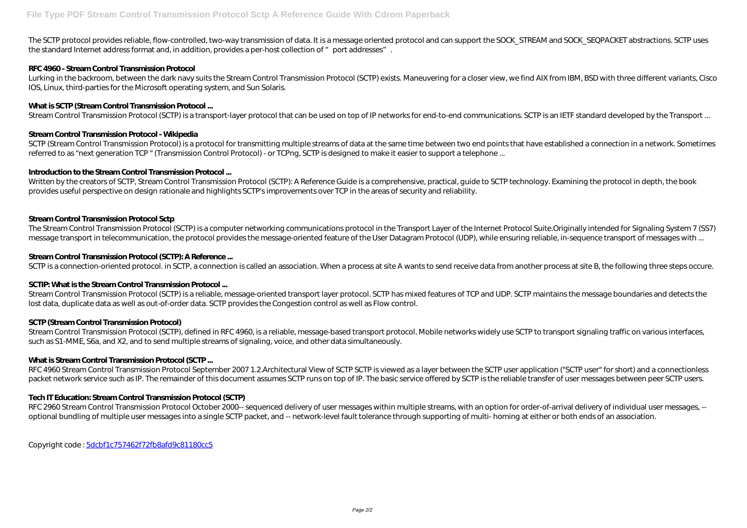The SCTP protocol provides reliable, flow-controlled, two-way transmission of data. It is a message oriented protocol and can support the SOCK_STREAM and SOCK_SEQPACKET abstractions. SCTP uses the standard Internet address format and, in addition, provides a per-host collection of " port addresses".

**RFC 4960 - Stream Control Transmission Protocol**

Lurking in the backroom, between the dark navy suits the Stream Control Transmission Protocol (SCTP) exists. Maneuvering for a closer view, we find AIX from IBM, BSD with three different variants, Cisco IOS, Linux, third-parties for the Microsoft operating system, and Sun Solaris.

**What is SCTP (Stream Control Transmission Protocol ...**

Stream Control Transmission Protocol (SCTP) is a transport-layer protocol that can be used on top of IP networks for end-to-end communications. SCTP is an IETF standard developed by the Transport ...

**Stream Control Transmission Protocol - Wikipedia**

SCTP (Stream Control Transmission Protocol) is a protocol for transmitting multiple streams of data at the same time between two end points that have established a connection in a network. Sometimes referred to as "next generation TCP " (Transmission Control Protocol) - or TCPng, SCTP is designed to make it easier to support a telephone ...

**Introduction to the Stream Control Transmission Protocol ...**

Written by the creators of SCTP, Stream Control Transmission Protocol (SCTP): A Reference Guide is a comprehensive, practical, guide to SCTP technology. Examining the protocol in depth, the book provides useful perspective on design rationale and highlights SCTP's improvements over TCP in the areas of security and reliability.

**Stream Control Transmission Protocol Sctp**

The Stream Control Transmission Protocol (SCTP) is a computer networking communications protocol in the Transport Layer of the Internet Protocol Suite.Originally intended for Signaling System 7 (SS7) message transport in telecommunication, the protocol provides the message-oriented feature of the User Datagram Protocol (UDP), while ensuring reliable, in-sequence transport of messages with ...

**Stream Control Transmission Protocol (SCTP): A Reference ...**

SCTP is a connection-oriented protocol. in SCTP, a connection is called an association. When a process at site A wants to send receive data from another process at site B, the following three steps occure.

**SCTIP: What is the Stream Control Transmission Protocol ...**

Stream Control Transmission Protocol (SCTP) is a reliable, message-oriented transport layer protocol. SCTP has mixed features of TCP and UDP. SCTP maintains the message boundaries and detects the lost data, duplicate data as well as out-of-order data. SCTP provides the Congestion control as well as Flow control.

**SCTP (Stream Control Transmission Protocol)**

Stream Control Transmission Protocol (SCTP), defined in RFC 4960, is a reliable, message-based transport protocol. Mobile networks widely use SCTP to transport signaling traffic on various interfaces, such as S1-MME, S6a, and X2, and to send multiple streams of signaling, voice, and other data simultaneously.

**What is Stream Control Transmission Protocol (SCTP ...**

RFC 4960 Stream Control Transmission Protocol September 2007 1.2.Architectural View of SCTP SCTP is viewed as a layer between the SCTP user application ("SCTP user" for short) and a connectionless packet network service such as IP. The remainder of this document assumes SCTP runs on top of IP. The basic service offered by SCTP is the reliable transfer of user messages between peer SCTP users.

**Tech IT Education: Stream Control Transmission Protocol (SCTP)**

RFC 2960 Stream Control Transmission Protocol October 2000-- sequenced delivery of user messages within multiple streams, with an option for order-of-arrival delivery of individual user messages, -- optional bundling of multiple user messages into a single SCTP packet, and -- network-level fault tolerance through supporting of multi- homing at either or both ends of an association.

Copyright code : 5dcbf1c757462f72fb8afd9c81180cc5